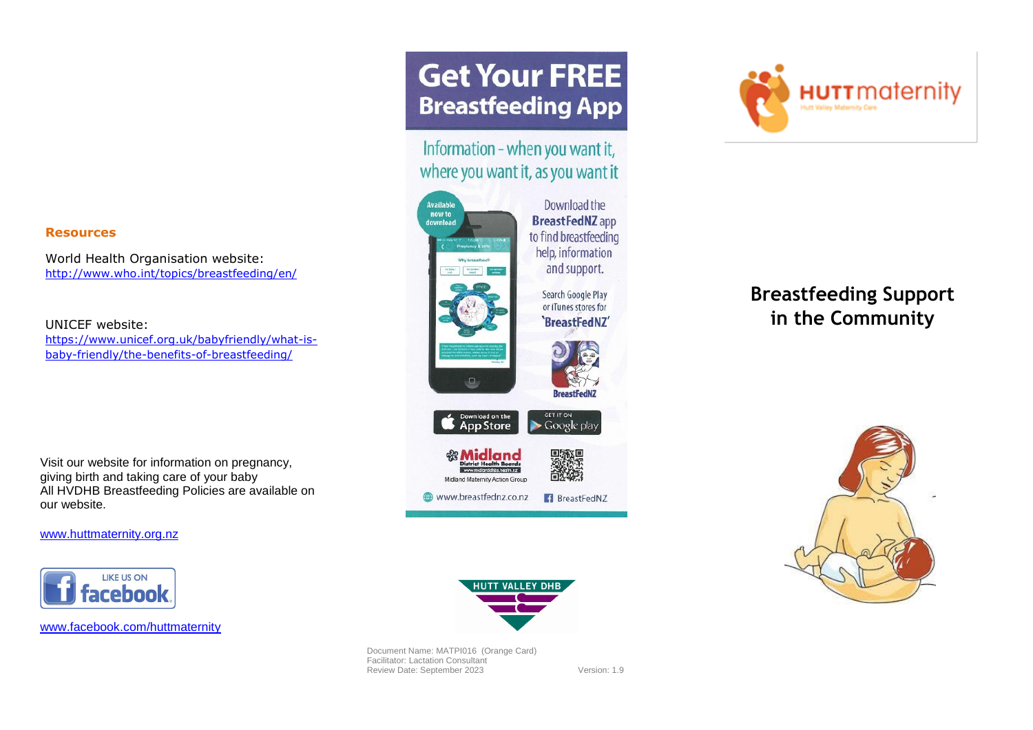## Resources

World Health Organisation website:
http://www.who.int/topics/breastfeeding/en/

UNICEF website:
https://www.unicef.org.uk/babyfriendly/what-is-baby-friendly/the-benefits-of-breastfeeding/

Visit our website for information on pregnancy, giving birth and taking care of your baby
All HVDHB Breastfeeding Policies are available on our website.

www.huttmaternity.org.nz

LIKE US ON facebook

www.facebook.com/huttmaternity

# Get Your FREE Breastfeeding App

Information - when you want it, where you want it, as you want it

Available now to download

Download the **BreastFedNZ** app to find breastfeeding help, information and support.

Search Google Play or iTunes stores for **'BreastFedNZ'**

BreastFedNZ

Download on the App Store

GET IT ON Google play

Midland District Health Boards www.midlanddhbs.health.nz

Midland Maternity Action Group

www.breastfednz.co.nz

BreastFedNZ

HUTT VALLEY DHB

Document Name: MATPI016 (Orange Card)
Facilitator: Lactation Consultant
Review Date: September 2023 Version: 1.9

HUTT maternity
Hutt Valley Maternity Care

# Breastfeeding Support in the Community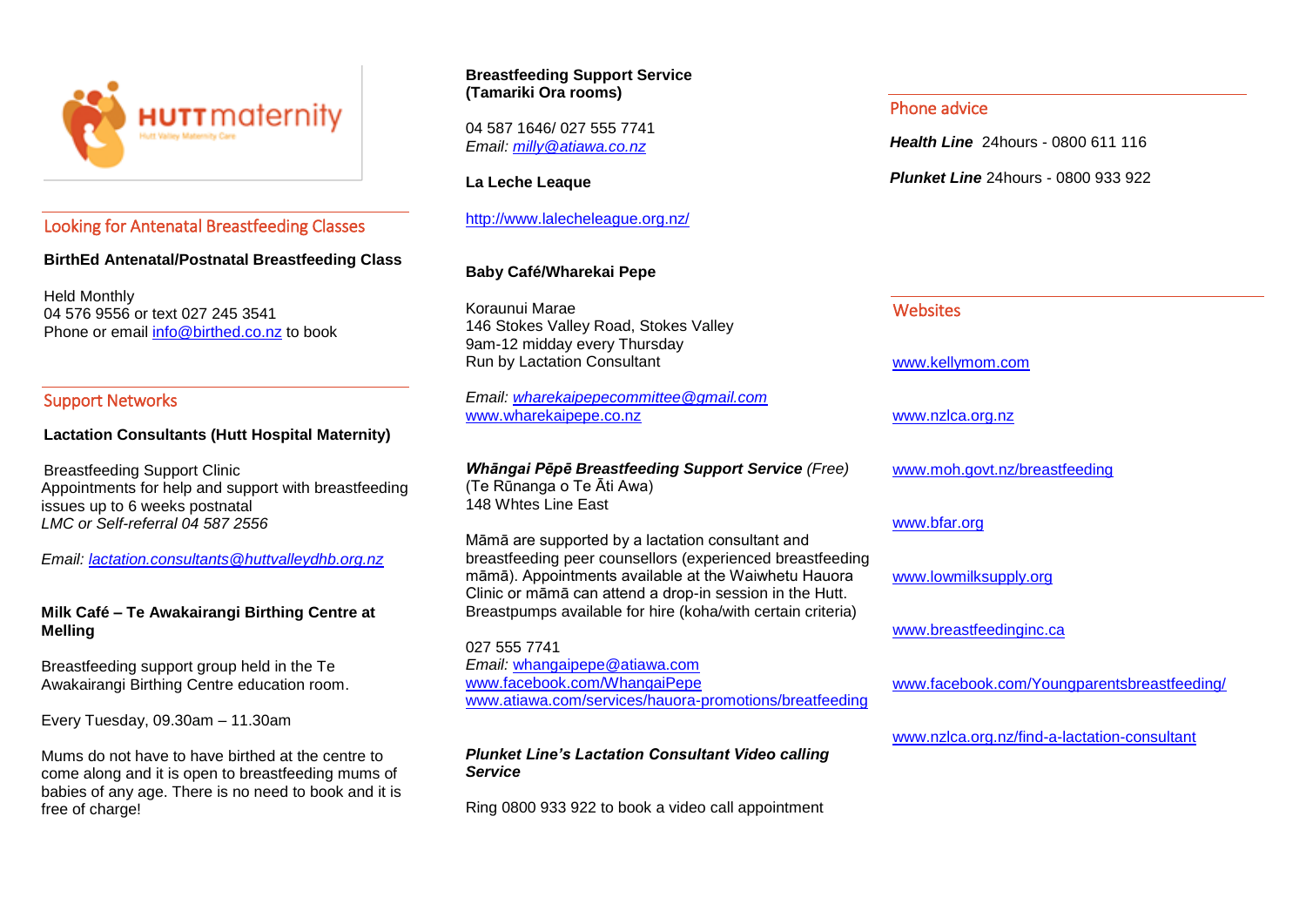HUTT maternity

Hutt Valley Maternity Care

## Looking for Antenatal Breastfeeding Classes

**BirthEd Antenatal/Postnatal Breastfeeding Class**

Held Monthly
04 576 9556 or text 027 245 3541
Phone or email info@birthed.co.nz to book

## Support Networks

**Lactation Consultants (Hutt Hospital Maternity)**

Breastfeeding Support Clinic
Appointments for help and support with breastfeeding issues up to 6 weeks postnatal
*LMC or Self-referral 04 587 2556*

*Email: lactation.consultants@huttvalleydhb.org.nz*

**Milk Café – Te Awakairangi Birthing Centre at Melling**

Breastfeeding support group held in the Te Awakairangi Birthing Centre education room.

Every Tuesday, 09.30am – 11.30am

Mums do not have to have birthed at the centre to come along and it is open to breastfeeding mums of babies of any age. There is no need to book and it is free of charge!

**Breastfeeding Support Service (Tamariki Ora rooms)**

04 587 1646/ 027 555 7741
*Email: milly@atiawa.co.nz*

**La Leche Leaque**

http://www.lalecheleague.org.nz/

**Baby Café/Wharekai Pepe**

Koraunui Marae
146 Stokes Valley Road, Stokes Valley
9am-12 midday every Thursday
Run by Lactation Consultant

*Email: wharekaipepecommittee@gmail.com*
www.wharekaipepe.co.nz

***Whāngai Pēpē Breastfeeding Support Service*** *(Free)*
(Te Rūnanga o Te Āti Awa)
148 Whtes Line East

Māmā are supported by a lactation consultant and breastfeeding peer counsellors (experienced breastfeeding māmā). Appointments available at the Waiwhetu Hauora Clinic or māmā can attend a drop-in session in the Hutt. Breastpumps available for hire (koha/with certain criteria)

027 555 7741
*Email:* whangaipepe@atiawa.com
www.facebook.com/WhangaiPepe
www.atiawa.com/services/hauora-promotions/breatfeeding

***Plunket Line's Lactation Consultant Video calling Service***

Ring 0800 933 922 to book a video call appointment

## Phone advice

***Health Line*** 24hours - 0800 611 116

***Plunket Line*** 24hours - 0800 933 922

## Websites

www.kellymom.com

www.nzlca.org.nz

www.moh.govt.nz/breastfeeding

www.bfar.org

www.lowmilksupply.org

www.breastfeedinginc.ca

www.facebook.com/Youngparentsbreastfeeding/

www.nzlca.org.nz/find-a-lactation-consultant